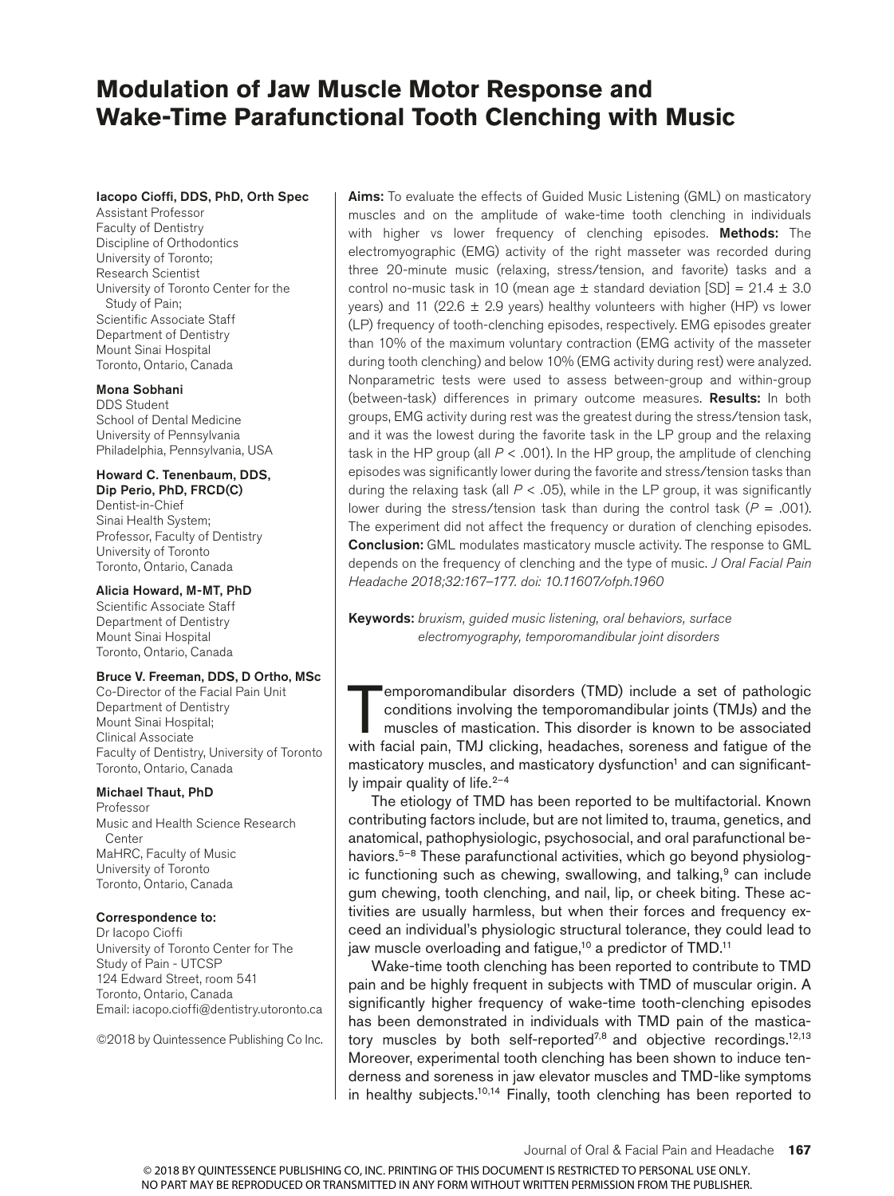# Modulation of Jaw Muscle Motor Response and Wake-Time Parafunctional Tooth Clenching with Music

**Iacopo Cioffi, DDS, PhD, Orth Spec**
Assistant Professor
Faculty of Dentistry
Discipline of Orthodontics
University of Toronto;
Research Scientist
University of Toronto Center for the Study of Pain;
Scientific Associate Staff
Department of Dentistry
Mount Sinai Hospital
Toronto, Ontario, Canada

**Mona Sobhani**
DDS Student
School of Dental Medicine
University of Pennsylvania
Philadelphia, Pennsylvania, USA

**Howard C. Tenenbaum, DDS, Dip Perio, PhD, FRCD(C)**
Dentist-in-Chief
Sinai Health System;
Professor, Faculty of Dentistry
University of Toronto
Toronto, Ontario, Canada

**Alicia Howard, M-MT, PhD**
Scientific Associate Staff
Department of Dentistry
Mount Sinai Hospital
Toronto, Ontario, Canada

**Bruce V. Freeman, DDS, D Ortho, MSc**
Co-Director of the Facial Pain Unit
Department of Dentistry
Mount Sinai Hospital;
Clinical Associate
Faculty of Dentistry, University of Toronto
Toronto, Ontario, Canada

**Michael Thaut, PhD**
Professor
Music and Health Science Research Center
MaHRC, Faculty of Music
University of Toronto
Toronto, Ontario, Canada

**Correspondence to:**
Dr Iacopo Cioffi
University of Toronto Center for The Study of Pain - UTCSP
124 Edward Street, room 541
Toronto, Ontario, Canada
Email: iacopo.cioffi@dentistry.utoronto.ca

©2018 by Quintessence Publishing Co Inc.

**Aims:** To evaluate the effects of Guided Music Listening (GML) on masticatory muscles and on the amplitude of wake-time tooth clenching in individuals with higher vs lower frequency of clenching episodes. **Methods:** The electromyographic (EMG) activity of the right masseter was recorded during three 20-minute music (relaxing, stress/tension, and favorite) tasks and a control no-music task in 10 (mean age ± standard deviation [SD] = 21.4 ± 3.0 years) and 11 (22.6 ± 2.9 years) healthy volunteers with higher (HP) vs lower (LP) frequency of tooth-clenching episodes, respectively. EMG episodes greater than 10% of the maximum voluntary contraction (EMG activity of the masseter during tooth clenching) and below 10% (EMG activity during rest) were analyzed. Nonparametric tests were used to assess between-group and within-group (between-task) differences in primary outcome measures. **Results:** In both groups, EMG activity during rest was the greatest during the stress/tension task, and it was the lowest during the favorite task in the LP group and the relaxing task in the HP group (all $P < .001$). In the HP group, the amplitude of clenching episodes was significantly lower during the favorite and stress/tension tasks than during the relaxing task (all $P < .05$), while in the LP group, it was significantly lower during the stress/tension task than during the control task ($P = .001$). The experiment did not affect the frequency or duration of clenching episodes. **Conclusion:** GML modulates masticatory muscle activity. The response to GML depends on the frequency of clenching and the type of music. *J Oral Facial Pain Headache 2018;32:167–177. doi: 10.11607/ofph.1960*

**Keywords:** *bruxism, guided music listening, oral behaviors, surface electromyography, temporomandibular joint disorders*

Temporomandibular disorders (TMD) include a set of pathologic conditions involving the temporomandibular joints (TMJs) and the muscles of mastication. This disorder is known to be associated with facial pain, TMJ clicking, headaches, soreness and fatigue of the masticatory muscles, and masticatory dysfunction[1] and can significantly impair quality of life.[2–4]

The etiology of TMD has been reported to be multifactorial. Known contributing factors include, but are not limited to, trauma, genetics, and anatomical, pathophysiologic, psychosocial, and oral parafunctional behaviors.[5–8] These parafunctional activities, which go beyond physiologic functioning such as chewing, swallowing, and talking,[9] can include gum chewing, tooth clenching, and nail, lip, or cheek biting. These activities are usually harmless, but when their forces and frequency exceed an individual's physiologic structural tolerance, they could lead to jaw muscle overloading and fatigue,[10] a predictor of TMD.[11]

Wake-time tooth clenching has been reported to contribute to TMD pain and be highly frequent in subjects with TMD of muscular origin. A significantly higher frequency of wake-time tooth-clenching episodes has been demonstrated in individuals with TMD pain of the masticatory muscles by both self-reported[7,8] and objective recordings.[12,13] Moreover, experimental tooth clenching has been shown to induce tenderness and soreness in jaw elevator muscles and TMD-like symptoms in healthy subjects.[10,14] Finally, tooth clenching has been reported to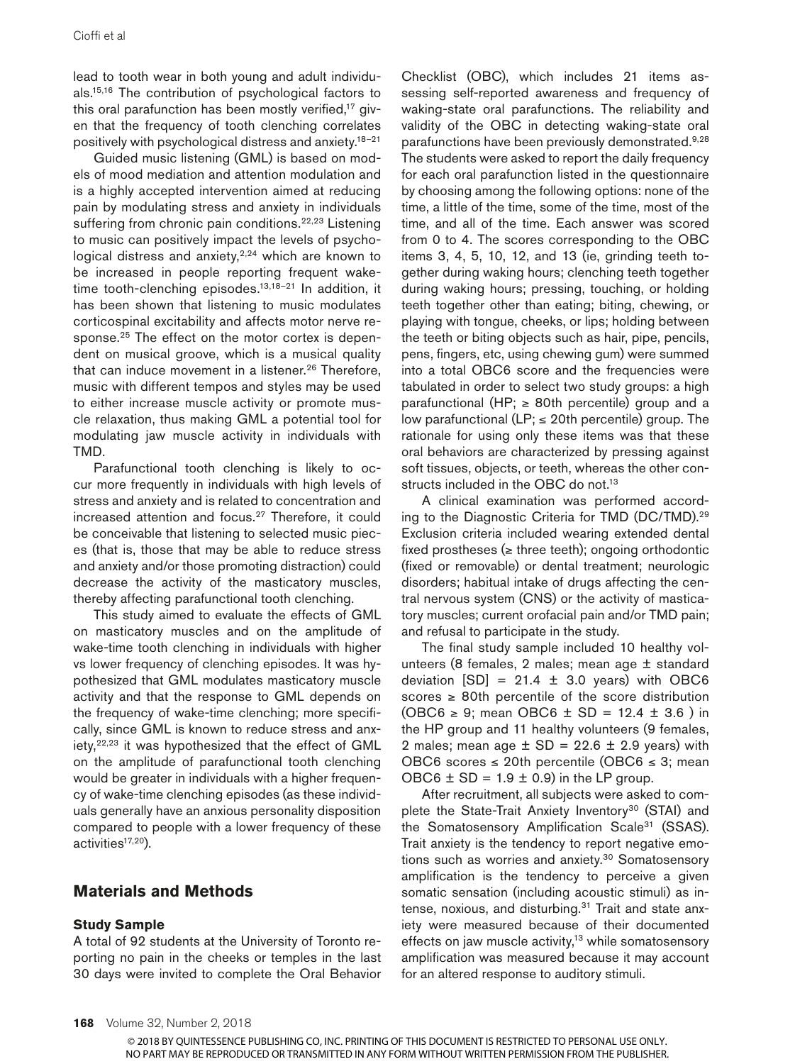lead to tooth wear in both young and adult individuals.[15,16] The contribution of psychological factors to this oral parafunction has been mostly verified,[17] given that the frequency of tooth clenching correlates positively with psychological distress and anxiety.[18–21]

Guided music listening (GML) is based on models of mood mediation and attention modulation and is a highly accepted intervention aimed at reducing pain by modulating stress and anxiety in individuals suffering from chronic pain conditions.[22,23] Listening to music can positively impact the levels of psychological distress and anxiety,[2,24] which are known to be increased in people reporting frequent waketime tooth-clenching episodes.[13,18–21] In addition, it has been shown that listening to music modulates corticospinal excitability and affects motor nerve response.[25] The effect on the motor cortex is dependent on musical groove, which is a musical quality that can induce movement in a listener.[26] Therefore, music with different tempos and styles may be used to either increase muscle activity or promote muscle relaxation, thus making GML a potential tool for modulating jaw muscle activity in individuals with TMD.

Parafunctional tooth clenching is likely to occur more frequently in individuals with high levels of stress and anxiety and is related to concentration and increased attention and focus.[27] Therefore, it could be conceivable that listening to selected music pieces (that is, those that may be able to reduce stress and anxiety and/or those promoting distraction) could decrease the activity of the masticatory muscles, thereby affecting parafunctional tooth clenching.

This study aimed to evaluate the effects of GML on masticatory muscles and on the amplitude of wake-time tooth clenching in individuals with higher vs lower frequency of clenching episodes. It was hypothesized that GML modulates masticatory muscle activity and that the response to GML depends on the frequency of wake-time clenching; more specifically, since GML is known to reduce stress and anxiety,[22,23] it was hypothesized that the effect of GML on the amplitude of parafunctional tooth clenching would be greater in individuals with a higher frequency of wake-time clenching episodes (as these individuals generally have an anxious personality disposition compared to people with a lower frequency of these activities[17,20]).

## Materials and Methods

### Study Sample

A total of 92 students at the University of Toronto reporting no pain in the cheeks or temples in the last 30 days were invited to complete the Oral Behavior Checklist (OBC), which includes 21 items assessing self-reported awareness and frequency of waking-state oral parafunctions. The reliability and validity of the OBC in detecting waking-state oral parafunctions have been previously demonstrated.[9,28] The students were asked to report the daily frequency for each oral parafunction listed in the questionnaire by choosing among the following options: none of the time, a little of the time, some of the time, most of the time, and all of the time. Each answer was scored from 0 to 4. The scores corresponding to the OBC items 3, 4, 5, 10, 12, and 13 (ie, grinding teeth together during waking hours; clenching teeth together during waking hours; pressing, touching, or holding teeth together other than eating; biting, chewing, or playing with tongue, cheeks, or lips; holding between the teeth or biting objects such as hair, pipe, pencils, pens, fingers, etc, using chewing gum) were summed into a total OBC6 score and the frequencies were tabulated in order to select two study groups: a high parafunctional (HP; ≥ 80th percentile) group and a low parafunctional (LP; ≤ 20th percentile) group. The rationale for using only these items was that these oral behaviors are characterized by pressing against soft tissues, objects, or teeth, whereas the other constructs included in the OBC do not.[13]

A clinical examination was performed according to the Diagnostic Criteria for TMD (DC/TMD).[29] Exclusion criteria included wearing extended dental fixed prostheses (≥ three teeth); ongoing orthodontic (fixed or removable) or dental treatment; neurologic disorders; habitual intake of drugs affecting the central nervous system (CNS) or the activity of masticatory muscles; current orofacial pain and/or TMD pain; and refusal to participate in the study.

The final study sample included 10 healthy volunteers (8 females, 2 males; mean age ± standard deviation [SD] = 21.4 ± 3.0 years) with OBC6 scores ≥ 80th percentile of the score distribution (OBC6 ≥ 9; mean OBC6 ± SD = 12.4 ± 3.6 ) in the HP group and 11 healthy volunteers (9 females, 2 males; mean age ± SD = 22.6 ± 2.9 years) with OBC6 scores ≤ 20th percentile (OBC6 ≤ 3; mean OBC6 ± SD = 1.9 ± 0.9) in the LP group.

After recruitment, all subjects were asked to complete the State-Trait Anxiety Inventory[30] (STAI) and the Somatosensory Amplification Scale[31] (SSAS). Trait anxiety is the tendency to report negative emotions such as worries and anxiety.[30] Somatosensory amplification is the tendency to perceive a given somatic sensation (including acoustic stimuli) as intense, noxious, and disturbing.[31] Trait and state anxiety were measured because of their documented effects on jaw muscle activity,[13] while somatosensory amplification was measured because it may account for an altered response to auditory stimuli.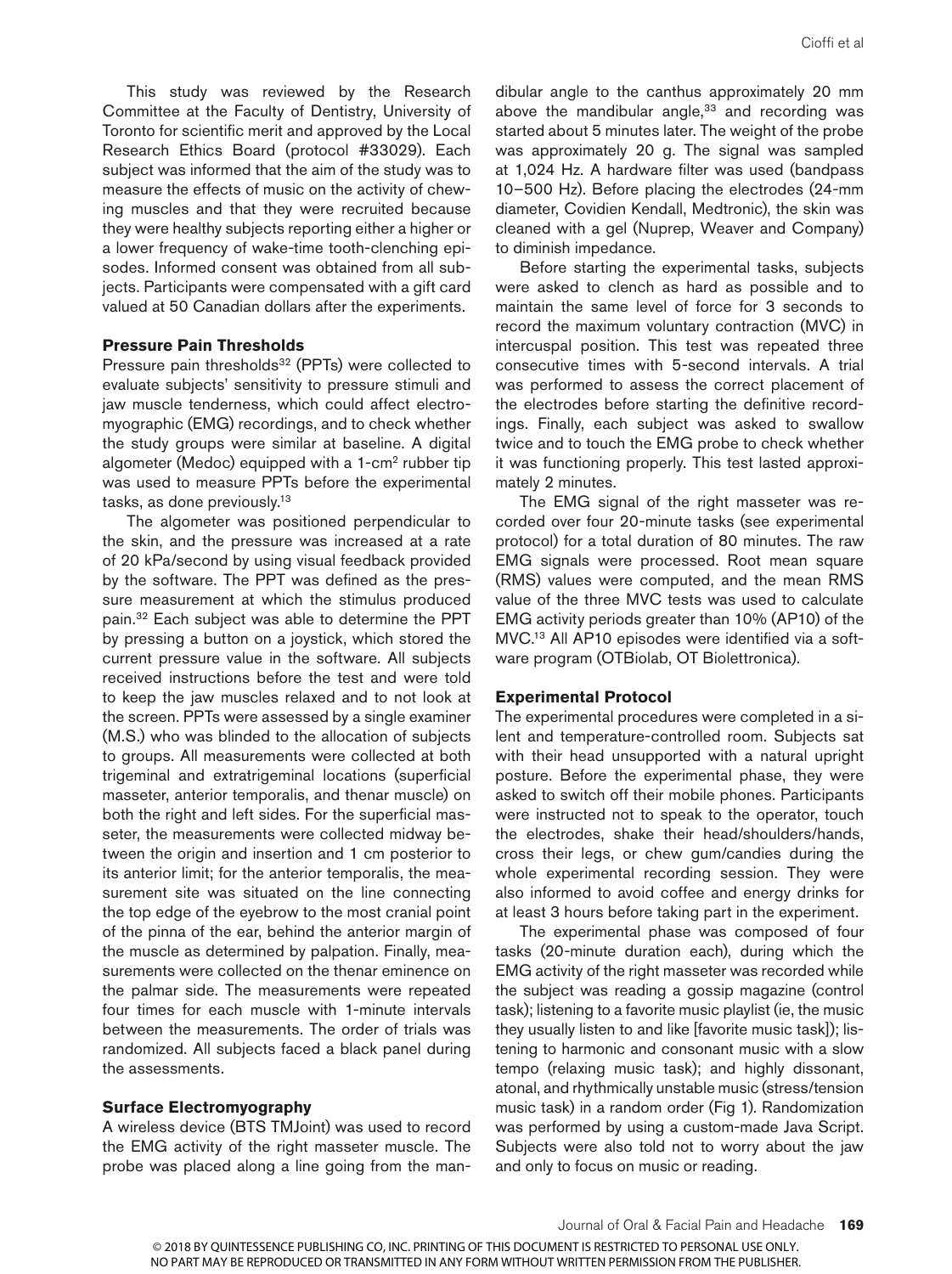This study was reviewed by the Research Committee at the Faculty of Dentistry, University of Toronto for scientific merit and approved by the Local Research Ethics Board (protocol #33029). Each subject was informed that the aim of the study was to measure the effects of music on the activity of chewing muscles and that they were recruited because they were healthy subjects reporting either a higher or a lower frequency of wake-time tooth-clenching episodes. Informed consent was obtained from all subjects. Participants were compensated with a gift card valued at 50 Canadian dollars after the experiments.

### Pressure Pain Thresholds

Pressure pain thresholds[32] (PPTs) were collected to evaluate subjects' sensitivity to pressure stimuli and jaw muscle tenderness, which could affect electromyographic (EMG) recordings, and to check whether the study groups were similar at baseline. A digital algometer (Medoc) equipped with a 1-$cm^2$ rubber tip was used to measure PPTs before the experimental tasks, as done previously.[13]

The algometer was positioned perpendicular to the skin, and the pressure was increased at a rate of 20 kPa/second by using visual feedback provided by the software. The PPT was defined as the pressure measurement at which the stimulus produced pain.[32] Each subject was able to determine the PPT by pressing a button on a joystick, which stored the current pressure value in the software. All subjects received instructions before the test and were told to keep the jaw muscles relaxed and to not look at the screen. PPTs were assessed by a single examiner (M.S.) who was blinded to the allocation of subjects to groups. All measurements were collected at both trigeminal and extratrigeminal locations (superficial masseter, anterior temporalis, and thenar muscle) on both the right and left sides. For the superficial masseter, the measurements were collected midway between the origin and insertion and 1 cm posterior to its anterior limit; for the anterior temporalis, the measurement site was situated on the line connecting the top edge of the eyebrow to the most cranial point of the pinna of the ear, behind the anterior margin of the muscle as determined by palpation. Finally, measurements were collected on the thenar eminence on the palmar side. The measurements were repeated four times for each muscle with 1-minute intervals between the measurements. The order of trials was randomized. All subjects faced a black panel during the assessments.

### Surface Electromyography

A wireless device (BTS TMJoint) was used to record the EMG activity of the right masseter muscle. The probe was placed along a line going from the mandibular angle to the canthus approximately 20 mm above the mandibular angle,[33] and recording was started about 5 minutes later. The weight of the probe was approximately 20 g. The signal was sampled at 1,024 Hz. A hardware filter was used (bandpass 10–500 Hz). Before placing the electrodes (24-mm diameter, Covidien Kendall, Medtronic), the skin was cleaned with a gel (Nuprep, Weaver and Company) to diminish impedance.

Before starting the experimental tasks, subjects were asked to clench as hard as possible and to maintain the same level of force for 3 seconds to record the maximum voluntary contraction (MVC) in intercuspal position. This test was repeated three consecutive times with 5-second intervals. A trial was performed to assess the correct placement of the electrodes before starting the definitive recordings. Finally, each subject was asked to swallow twice and to touch the EMG probe to check whether it was functioning properly. This test lasted approximately 2 minutes.

The EMG signal of the right masseter was recorded over four 20-minute tasks (see experimental protocol) for a total duration of 80 minutes. The raw EMG signals were processed. Root mean square (RMS) values were computed, and the mean RMS value of the three MVC tests was used to calculate EMG activity periods greater than 10% (AP10) of the MVC.[13] All AP10 episodes were identified via a software program (OTBiolab, OT Biolettronica).

### Experimental Protocol

The experimental procedures were completed in a silent and temperature-controlled room. Subjects sat with their head unsupported with a natural upright posture. Before the experimental phase, they were asked to switch off their mobile phones. Participants were instructed not to speak to the operator, touch the electrodes, shake their head/shoulders/hands, cross their legs, or chew gum/candies during the whole experimental recording session. They were also informed to avoid coffee and energy drinks for at least 3 hours before taking part in the experiment.

The experimental phase was composed of four tasks (20-minute duration each), during which the EMG activity of the right masseter was recorded while the subject was reading a gossip magazine (control task); listening to a favorite music playlist (ie, the music they usually listen to and like [favorite music task]); listening to harmonic and consonant music with a slow tempo (relaxing music task); and highly dissonant, atonal, and rhythmically unstable music (stress/tension music task) in a random order (Fig 1). Randomization was performed by using a custom-made Java Script. Subjects were also told not to worry about the jaw and only to focus on music or reading.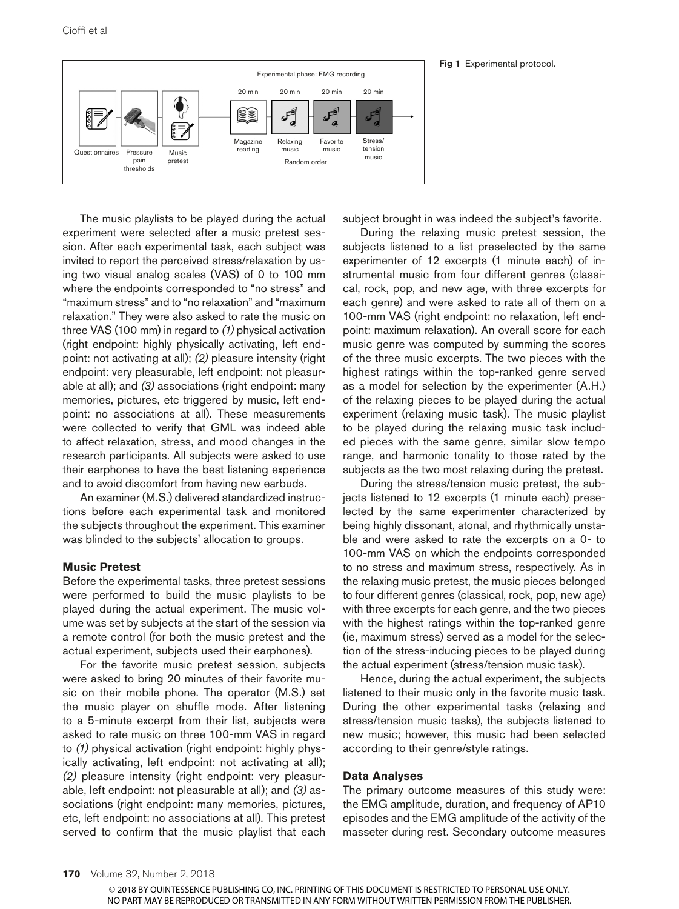Fig 1 Experimental protocol.

The music playlists to be played during the actual experiment were selected after a music pretest session. After each experimental task, each subject was invited to report the perceived stress/relaxation by using two visual analog scales (VAS) of 0 to 100 mm where the endpoints corresponded to "no stress" and "maximum stress" and to "no relaxation" and "maximum relaxation." They were also asked to rate the music on three VAS (100 mm) in regard to *(1)* physical activation (right endpoint: highly physically activating, left endpoint: not activating at all); *(2)* pleasure intensity (right endpoint: very pleasurable, left endpoint: not pleasurable at all); and *(3)* associations (right endpoint: many memories, pictures, etc triggered by music, left endpoint: no associations at all). These measurements were collected to verify that GML was indeed able to affect relaxation, stress, and mood changes in the research participants. All subjects were asked to use their earphones to have the best listening experience and to avoid discomfort from having new earbuds.

An examiner (M.S.) delivered standardized instructions before each experimental task and monitored the subjects throughout the experiment. This examiner was blinded to the subjects' allocation to groups.

### Music Pretest

Before the experimental tasks, three pretest sessions were performed to build the music playlists to be played during the actual experiment. The music volume was set by subjects at the start of the session via a remote control (for both the music pretest and the actual experiment, subjects used their earphones).

For the favorite music pretest session, subjects were asked to bring 20 minutes of their favorite music on their mobile phone. The operator (M.S.) set the music player on shuffle mode. After listening to a 5-minute excerpt from their list, subjects were asked to rate music on three 100-mm VAS in regard to *(1)* physical activation (right endpoint: highly physically activating, left endpoint: not activating at all); *(2)* pleasure intensity (right endpoint: very pleasurable, left endpoint: not pleasurable at all); and *(3)* associations (right endpoint: many memories, pictures, etc, left endpoint: no associations at all). This pretest served to confirm that the music playlist that each subject brought in was indeed the subject's favorite.

During the relaxing music pretest session, the subjects listened to a list preselected by the same experimenter of 12 excerpts (1 minute each) of instrumental music from four different genres (classical, rock, pop, and new age, with three excerpts for each genre) and were asked to rate all of them on a 100-mm VAS (right endpoint: no relaxation, left endpoint: maximum relaxation). An overall score for each music genre was computed by summing the scores of the three music excerpts. The two pieces with the highest ratings within the top-ranked genre served as a model for selection by the experimenter (A.H.) of the relaxing pieces to be played during the actual experiment (relaxing music task). The music playlist to be played during the relaxing music task included pieces with the same genre, similar slow tempo range, and harmonic tonality to those rated by the subjects as the two most relaxing during the pretest.

During the stress/tension music pretest, the subjects listened to 12 excerpts (1 minute each) preselected by the same experimenter characterized by being highly dissonant, atonal, and rhythmically unstable and were asked to rate the excerpts on a 0- to 100-mm VAS on which the endpoints corresponded to no stress and maximum stress, respectively. As in the relaxing music pretest, the music pieces belonged to four different genres (classical, rock, pop, new age) with three excerpts for each genre, and the two pieces with the highest ratings within the top-ranked genre (ie, maximum stress) served as a model for the selection of the stress-inducing pieces to be played during the actual experiment (stress/tension music task).

Hence, during the actual experiment, the subjects listened to their music only in the favorite music task. During the other experimental tasks (relaxing and stress/tension music tasks), the subjects listened to new music; however, this music had been selected according to their genre/style ratings.

### Data Analyses

The primary outcome measures of this study were: the EMG amplitude, duration, and frequency of AP10 episodes and the EMG amplitude of the activity of the masseter during rest. Secondary outcome measures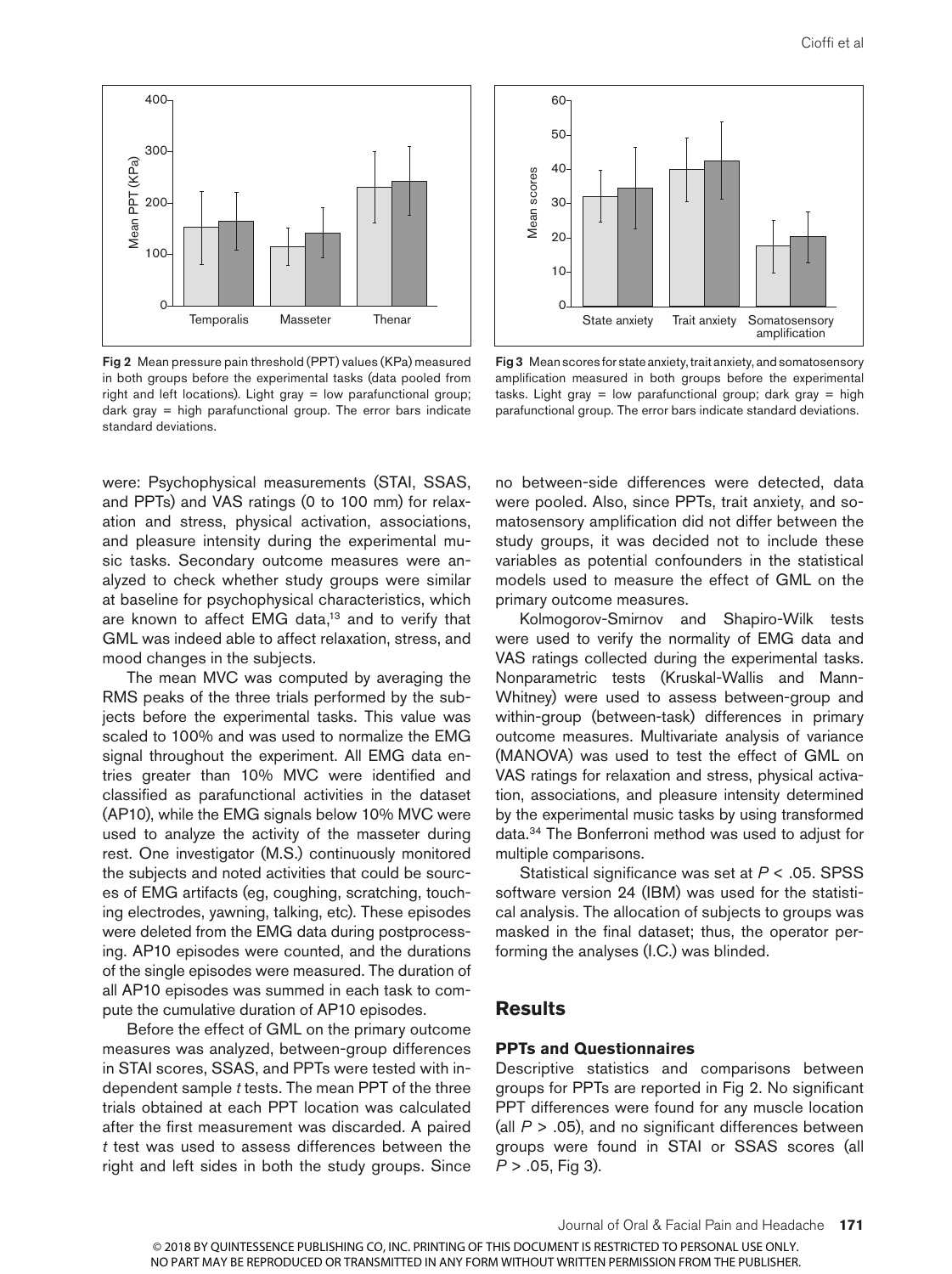Fig 2 Mean pressure pain threshold (PPT) values (KPa) measured in both groups before the experimental tasks (data pooled from right and left locations). Light gray = low parafunctional group; dark gray = high parafunctional group. The error bars indicate standard deviations.

Fig 3 Mean scores for state anxiety, trait anxiety, and somatosensory amplification measured in both groups before the experimental tasks. Light gray = low parafunctional group; dark gray = high parafunctional group. The error bars indicate standard deviations.

were: Psychophysical measurements (STAI, SSAS, and PPTs) and VAS ratings (0 to 100 mm) for relaxation and stress, physical activation, associations, and pleasure intensity during the experimental music tasks. Secondary outcome measures were analyzed to check whether study groups were similar at baseline for psychophysical characteristics, which are known to affect EMG data,[13] and to verify that GML was indeed able to affect relaxation, stress, and mood changes in the subjects.

The mean MVC was computed by averaging the RMS peaks of the three trials performed by the subjects before the experimental tasks. This value was scaled to 100% and was used to normalize the EMG signal throughout the experiment. All EMG data entries greater than 10% MVC were identified and classified as parafunctional activities in the dataset (AP10), while the EMG signals below 10% MVC were used to analyze the activity of the masseter during rest. One investigator (M.S.) continuously monitored the subjects and noted activities that could be sources of EMG artifacts (eg, coughing, scratching, touching electrodes, yawning, talking, etc). These episodes were deleted from the EMG data during postprocessing. AP10 episodes were counted, and the durations of the single episodes were measured. The duration of all AP10 episodes was summed in each task to compute the cumulative duration of AP10 episodes.

Before the effect of GML on the primary outcome measures was analyzed, between-group differences in STAI scores, SSAS, and PPTs were tested with independent sample *t* tests. The mean PPT of the three trials obtained at each PPT location was calculated after the first measurement was discarded. A paired *t* test was used to assess differences between the right and left sides in both the study groups. Since no between-side differences were detected, data were pooled. Also, since PPTs, trait anxiety, and somatosensory amplification did not differ between the study groups, it was decided not to include these variables as potential confounders in the statistical models used to measure the effect of GML on the primary outcome measures.

Kolmogorov-Smirnov and Shapiro-Wilk tests were used to verify the normality of EMG data and VAS ratings collected during the experimental tasks. Nonparametric tests (Kruskal-Wallis and Mann-Whitney) were used to assess between-group and within-group (between-task) differences in primary outcome measures. Multivariate analysis of variance (MANOVA) was used to test the effect of GML on VAS ratings for relaxation and stress, physical activation, associations, and pleasure intensity determined by the experimental music tasks by using transformed data.[34] The Bonferroni method was used to adjust for multiple comparisons.

Statistical significance was set at $P < .05$. SPSS software version 24 (IBM) was used for the statistical analysis. The allocation of subjects to groups was masked in the final dataset; thus, the operator performing the analyses (I.C.) was blinded.

## Results

### PPTs and Questionnaires

Descriptive statistics and comparisons between groups for PPTs are reported in Fig 2. No significant PPT differences were found for any muscle location (all $P > .05$), and no significant differences between groups were found in STAI or SSAS scores (all $P > .05$, Fig 3).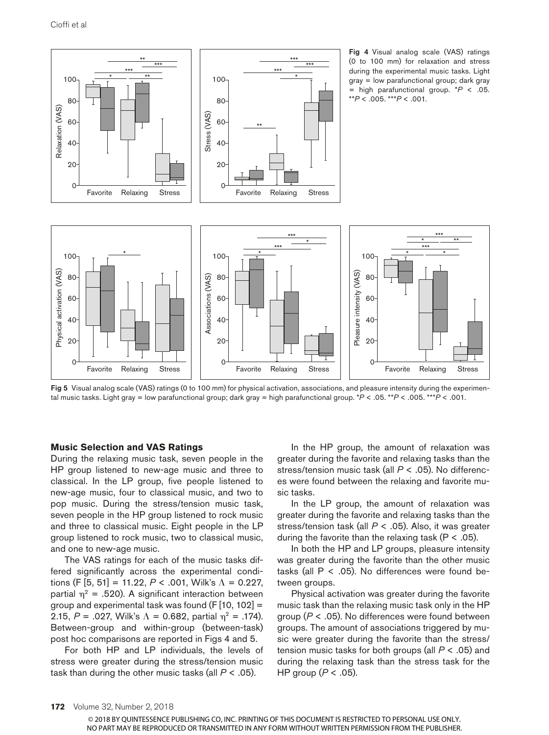Fig 4 Visual analog scale (VAS) ratings (0 to 100 mm) for relaxation and stress during the experimental music tasks. Light gray = low parafunctional group; dark gray = high parafunctional group. \*$P$ < .05. \*\*$P$ < .005. \*\*\*$P$ < .001.

Fig 5 Visual analog scale (VAS) ratings (0 to 100 mm) for physical activation, associations, and pleasure intensity during the experimental music tasks. Light gray = low parafunctional group; dark gray = high parafunctional group. \*$P$ < .05. \*\*$P$ < .005. \*\*\*$P$ < .001.

### Music Selection and VAS Ratings

During the relaxing music task, seven people in the HP group listened to new-age music and three to classical. In the LP group, five people listened to new-age music, four to classical music, and two to pop music. During the stress/tension music task, seven people in the HP group listened to rock music and three to classical music. Eight people in the LP group listened to rock music, two to classical music, and one to new-age music.

The VAS ratings for each of the music tasks differed significantly across the experimental conditions ($F$ [5, 51] = 11.22, $P$ < .001, Wilk's $\Lambda$ = 0.227, partial $\eta^2$ = .520). A significant interaction between group and experimental task was found ($F$ [10, 102] = 2.15, $P$ = .027, Wilk's $\Lambda$ = 0.682, partial $\eta^2$ = .174). Between-group and within-group (between-task) post hoc comparisons are reported in Figs 4 and 5.

For both HP and LP individuals, the levels of stress were greater during the stress/tension music task than during the other music tasks (all $P$ < .05).

In the HP group, the amount of relaxation was greater during the favorite and relaxing tasks than the stress/tension music task (all $P$ < .05). No differences were found between the relaxing and favorite music tasks.

In the LP group, the amount of relaxation was greater during the favorite and relaxing tasks than the stress/tension task (all $P$ < .05). Also, it was greater during the favorite than the relaxing task ($P$ < .05).

In both the HP and LP groups, pleasure intensity was greater during the favorite than the other music tasks (all $P$ < .05). No differences were found between groups.

Physical activation was greater during the favorite music task than the relaxing music task only in the HP group ($P$ < .05). No differences were found between groups. The amount of associations triggered by music were greater during the favorite than the stress/tension music tasks for both groups (all $P$ < .05) and during the relaxing task than the stress task for the HP group ($P$ < .05).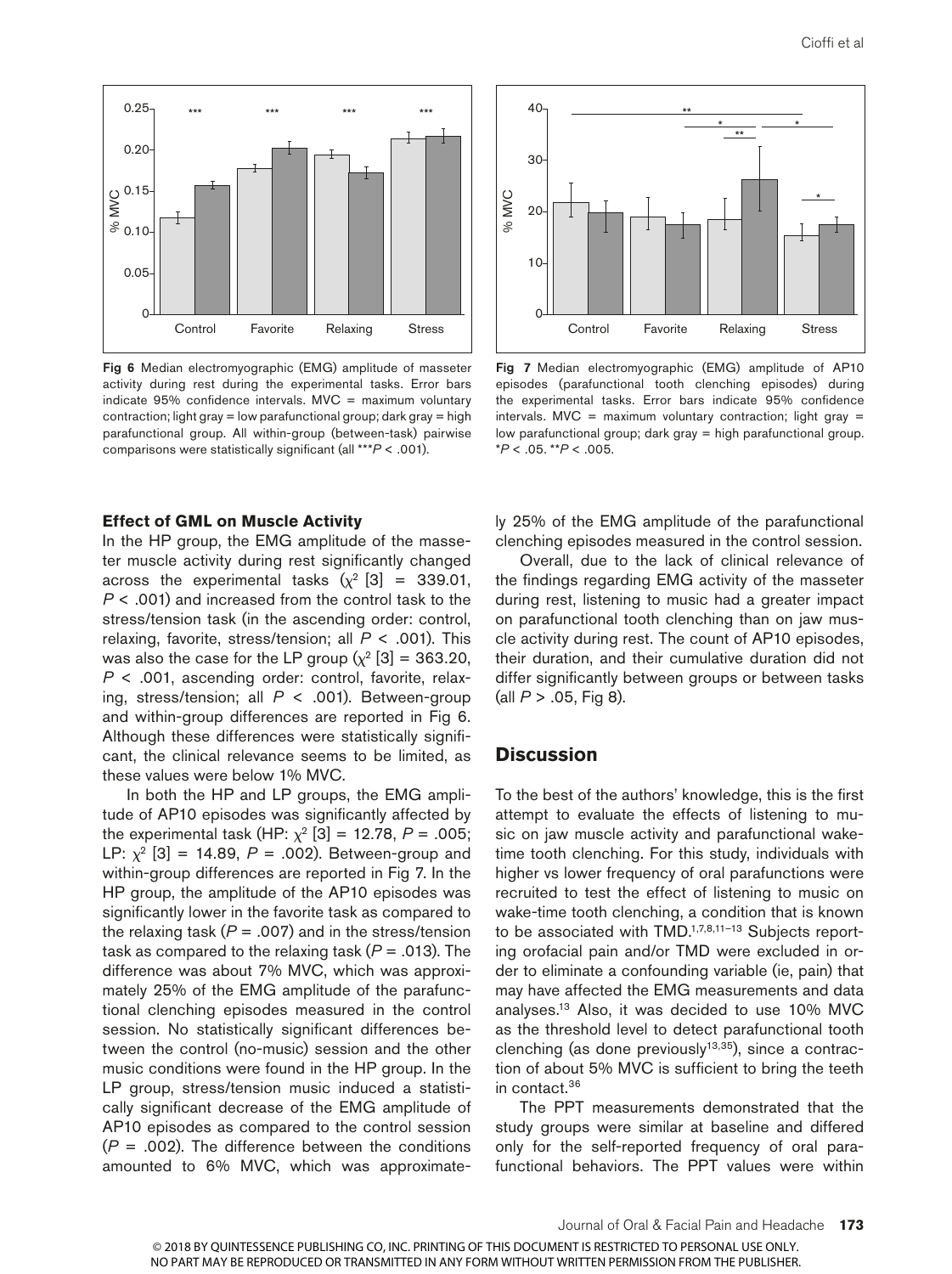Fig 6 Median electromyographic (EMG) amplitude of masseter activity during rest during the experimental tasks. Error bars indicate 95% confidence intervals. MVC = maximum voluntary contraction; light gray = low parafunctional group; dark gray = high parafunctional group. All within-group (between-task) pairwise comparisons were statistically significant (all ***$P < .001$).

Fig 7 Median electromyographic (EMG) amplitude of AP10 episodes (parafunctional tooth clenching episodes) during the experimental tasks. Error bars indicate 95% confidence intervals. MVC = maximum voluntary contraction; light gray = low parafunctional group; dark gray = high parafunctional group. *$P < .05$. **$P < .005$.

### Effect of GML on Muscle Activity

In the HP group, the EMG amplitude of the masseter muscle activity during rest significantly changed across the experimental tasks ($\chi^2$ [3] = 339.01, $P < .001$) and increased from the control task to the stress/tension task (in the ascending order: control, relaxing, favorite, stress/tension; all $P < .001$). This was also the case for the LP group ($\chi^2$ [3] = 363.20, $P < .001$, ascending order: control, favorite, relaxing, stress/tension; all $P < .001$). Between-group and within-group differences are reported in Fig 6. Although these differences were statistically significant, the clinical relevance seems to be limited, as these values were below 1% MVC.

In both the HP and LP groups, the EMG amplitude of AP10 episodes was significantly affected by the experimental task (HP: $\chi^2$ [3] = 12.78, $P = .005$; LP: $\chi^2$ [3] = 14.89, $P = .002$). Between-group and within-group differences are reported in Fig 7. In the HP group, the amplitude of the AP10 episodes was significantly lower in the favorite task as compared to the relaxing task ($P = .007$) and in the stress/tension task as compared to the relaxing task ($P = .013$). The difference was about 7% MVC, which was approximately 25% of the EMG amplitude of the parafunctional clenching episodes measured in the control session. No statistically significant differences between the control (no-music) session and the other music conditions were found in the HP group. In the LP group, stress/tension music induced a statistically significant decrease of the EMG amplitude of AP10 episodes as compared to the control session ($P = .002$). The difference between the conditions amounted to 6% MVC, which was approximately 25% of the EMG amplitude of the parafunctional clenching episodes measured in the control session.

Overall, due to the lack of clinical relevance of the findings regarding EMG activity of the masseter during rest, listening to music had a greater impact on parafunctional tooth clenching than on jaw muscle activity during rest. The count of AP10 episodes, their duration, and their cumulative duration did not differ significantly between groups or between tasks (all $P > .05$, Fig 8).

## Discussion

To the best of the authors' knowledge, this is the first attempt to evaluate the effects of listening to music on jaw muscle activity and parafunctional waketime tooth clenching. For this study, individuals with higher vs lower frequency of oral parafunctions were recruited to test the effect of listening to music on wake-time tooth clenching, a condition that is known to be associated with TMD.[1,7,8,11–13] Subjects reporting orofacial pain and/or TMD were excluded in order to eliminate a confounding variable (ie, pain) that may have affected the EMG measurements and data analyses.[13] Also, it was decided to use 10% MVC as the threshold level to detect parafunctional tooth clenching (as done previously[13,35]), since a contraction of about 5% MVC is sufficient to bring the teeth in contact.[36]

The PPT measurements demonstrated that the study groups were similar at baseline and differed only for the self-reported frequency of oral parafunctional behaviors. The PPT values were within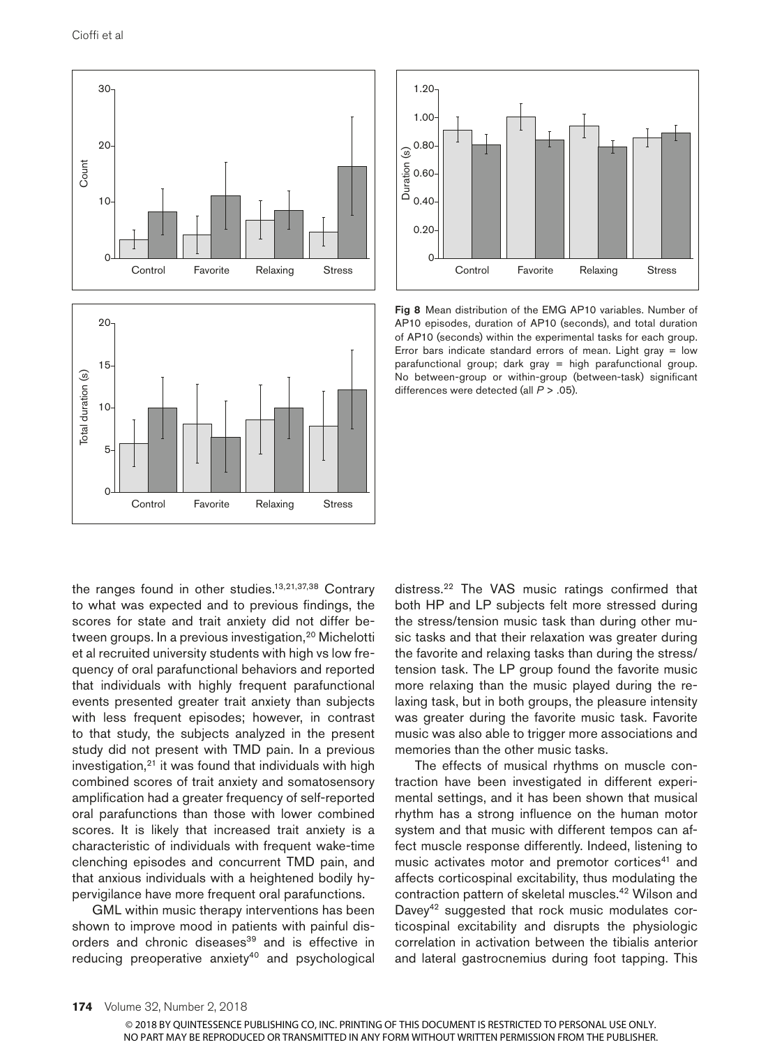Fig 8 Mean distribution of the EMG AP10 variables. Number of AP10 episodes, duration of AP10 (seconds), and total duration of AP10 (seconds) within the experimental tasks for each group. Error bars indicate standard errors of mean. Light gray = low parafunctional group; dark gray = high parafunctional group. No between-group or within-group (between-task) significant differences were detected (all $P > .05$).

the ranges found in other studies.[13,21,37,38] Contrary to what was expected and to previous findings, the scores for state and trait anxiety did not differ between groups. In a previous investigation,[20] Michelotti et al recruited university students with high vs low frequency of oral parafunctional behaviors and reported that individuals with highly frequent parafunctional events presented greater trait anxiety than subjects with less frequent episodes; however, in contrast to that study, the subjects analyzed in the present study did not present with TMD pain. In a previous investigation,[21] it was found that individuals with high combined scores of trait anxiety and somatosensory amplification had a greater frequency of self-reported oral parafunctions than those with lower combined scores. It is likely that increased trait anxiety is a characteristic of individuals with frequent wake-time clenching episodes and concurrent TMD pain, and that anxious individuals with a heightened bodily hypervigilance have more frequent oral parafunctions.

GML within music therapy interventions has been shown to improve mood in patients with painful disorders and chronic diseases[39] and is effective in reducing preoperative anxiety[40] and psychological distress.[22] The VAS music ratings confirmed that both HP and LP subjects felt more stressed during the stress/tension music task than during other music tasks and that their relaxation was greater during the favorite and relaxing tasks than during the stress/tension task. The LP group found the favorite music more relaxing than the music played during the relaxing task, but in both groups, the pleasure intensity was greater during the favorite music task. Favorite music was also able to trigger more associations and memories than the other music tasks.

The effects of musical rhythms on muscle contraction have been investigated in different experimental settings, and it has been shown that musical rhythm has a strong influence on the human motor system and that music with different tempos can affect muscle response differently. Indeed, listening to music activates motor and premotor cortices[41] and affects corticospinal excitability, thus modulating the contraction pattern of skeletal muscles.[42] Wilson and Davey[42] suggested that rock music modulates corticospinal excitability and disrupts the physiologic correlation in activation between the tibialis anterior and lateral gastrocnemius during foot tapping. This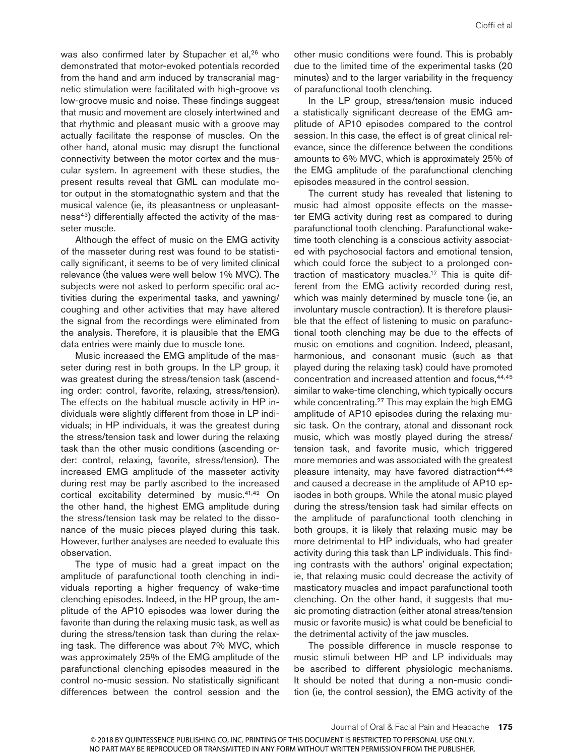was also confirmed later by Stupacher et al,[26] who demonstrated that motor-evoked potentials recorded from the hand and arm induced by transcranial magnetic stimulation were facilitated with high-groove vs low-groove music and noise. These findings suggest that music and movement are closely intertwined and that rhythmic and pleasant music with a groove may actually facilitate the response of muscles. On the other hand, atonal music may disrupt the functional connectivity between the motor cortex and the muscular system. In agreement with these studies, the present results reveal that GML can modulate motor output in the stomatognathic system and that the musical valence (ie, its pleasantness or unpleasantness[43]) differentially affected the activity of the masseter muscle.

Although the effect of music on the EMG activity of the masseter during rest was found to be statistically significant, it seems to be of very limited clinical relevance (the values were well below 1% MVC). The subjects were not asked to perform specific oral activities during the experimental tasks, and yawning/coughing and other activities that may have altered the signal from the recordings were eliminated from the analysis. Therefore, it is plausible that the EMG data entries were mainly due to muscle tone.

Music increased the EMG amplitude of the masseter during rest in both groups. In the LP group, it was greatest during the stress/tension task (ascending order: control, favorite, relaxing, stress/tension). The effects on the habitual muscle activity in HP individuals were slightly different from those in LP individuals; in HP individuals, it was the greatest during the stress/tension task and lower during the relaxing task than the other music conditions (ascending order: control, relaxing, favorite, stress/tension). The increased EMG amplitude of the masseter activity during rest may be partly ascribed to the increased cortical excitability determined by music.[41,42] On the other hand, the highest EMG amplitude during the stress/tension task may be related to the dissonance of the music pieces played during this task. However, further analyses are needed to evaluate this observation.

The type of music had a great impact on the amplitude of parafunctional tooth clenching in individuals reporting a higher frequency of wake-time clenching episodes. Indeed, in the HP group, the amplitude of the AP10 episodes was lower during the favorite than during the relaxing music task, as well as during the stress/tension task than during the relaxing task. The difference was about 7% MVC, which was approximately 25% of the EMG amplitude of the parafunctional clenching episodes measured in the control no-music session. No statistically significant differences between the control session and the other music conditions were found. This is probably due to the limited time of the experimental tasks (20 minutes) and to the larger variability in the frequency of parafunctional tooth clenching.

In the LP group, stress/tension music induced a statistically significant decrease of the EMG amplitude of AP10 episodes compared to the control session. In this case, the effect is of great clinical relevance, since the difference between the conditions amounts to 6% MVC, which is approximately 25% of the EMG amplitude of the parafunctional clenching episodes measured in the control session.

The current study has revealed that listening to music had almost opposite effects on the masseter EMG activity during rest as compared to during parafunctional tooth clenching. Parafunctional wake-time tooth clenching is a conscious activity associated with psychosocial factors and emotional tension, which could force the subject to a prolonged contraction of masticatory muscles.[17] This is quite different from the EMG activity recorded during rest, which was mainly determined by muscle tone (ie, an involuntary muscle contraction). It is therefore plausible that the effect of listening to music on parafunctional tooth clenching may be due to the effects of music on emotions and cognition. Indeed, pleasant, harmonious, and consonant music (such as that played during the relaxing task) could have promoted concentration and increased attention and focus,[44,45] similar to wake-time clenching, which typically occurs while concentrating.[27] This may explain the high EMG amplitude of AP10 episodes during the relaxing music task. On the contrary, atonal and dissonant rock music, which was mostly played during the stress/tension task, and favorite music, which triggered more memories and was associated with the greatest pleasure intensity, may have favored distraction[44,46] and caused a decrease in the amplitude of AP10 episodes in both groups. While the atonal music played during the stress/tension task had similar effects on the amplitude of parafunctional tooth clenching in both groups, it is likely that relaxing music may be more detrimental to HP individuals, who had greater activity during this task than LP individuals. This finding contrasts with the authors' original expectation; ie, that relaxing music could decrease the activity of masticatory muscles and impact parafunctional tooth clenching. On the other hand, it suggests that music promoting distraction (either atonal stress/tension music or favorite music) is what could be beneficial to the detrimental activity of the jaw muscles.

The possible difference in muscle response to music stimuli between HP and LP individuals may be ascribed to different physiologic mechanisms. It should be noted that during a non-music condition (ie, the control session), the EMG activity of the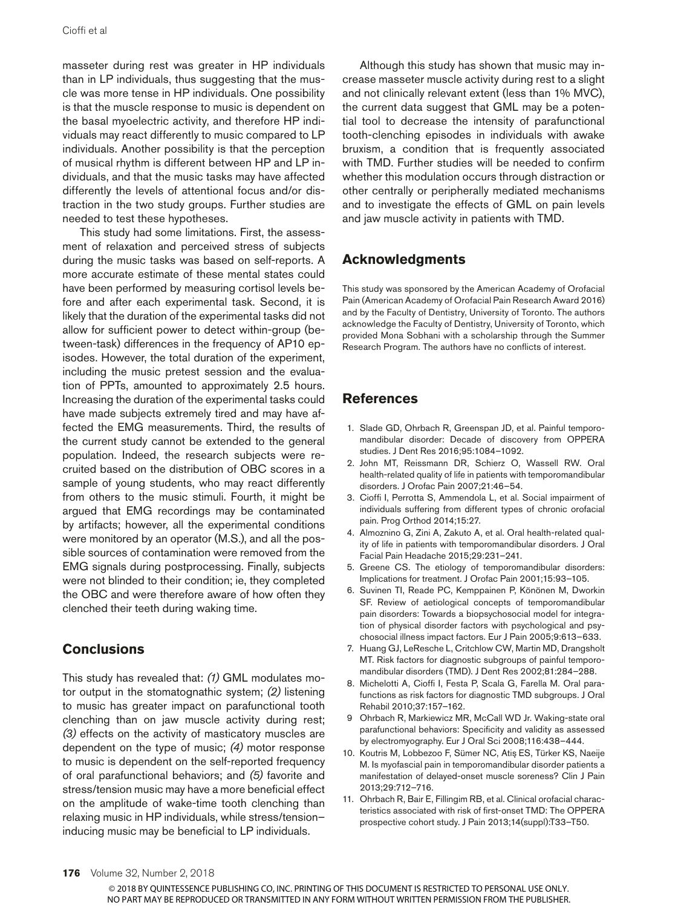masseter during rest was greater in HP individuals than in LP individuals, thus suggesting that the muscle was more tense in HP individuals. One possibility is that the muscle response to music is dependent on the basal myoelectric activity, and therefore HP individuals may react differently to music compared to LP individuals. Another possibility is that the perception of musical rhythm is different between HP and LP individuals, and that the music tasks may have affected differently the levels of attentional focus and/or distraction in the two study groups. Further studies are needed to test these hypotheses.

This study had some limitations. First, the assessment of relaxation and perceived stress of subjects during the music tasks was based on self-reports. A more accurate estimate of these mental states could have been performed by measuring cortisol levels before and after each experimental task. Second, it is likely that the duration of the experimental tasks did not allow for sufficient power to detect within-group (between-task) differences in the frequency of AP10 episodes. However, the total duration of the experiment, including the music pretest session and the evaluation of PPTs, amounted to approximately 2.5 hours. Increasing the duration of the experimental tasks could have made subjects extremely tired and may have affected the EMG measurements. Third, the results of the current study cannot be extended to the general population. Indeed, the research subjects were recruited based on the distribution of OBC scores in a sample of young students, who may react differently from others to the music stimuli. Fourth, it might be argued that EMG recordings may be contaminated by artifacts; however, all the experimental conditions were monitored by an operator (M.S.), and all the possible sources of contamination were removed from the EMG signals during postprocessing. Finally, subjects were not blinded to their condition; ie, they completed the OBC and were therefore aware of how often they clenched their teeth during waking time.

## Conclusions

This study has revealed that: *(1)* GML modulates motor output in the stomatognathic system; *(2)* listening to music has greater impact on parafunctional tooth clenching than on jaw muscle activity during rest; *(3)* effects on the activity of masticatory muscles are dependent on the type of music; *(4)* motor response to music is dependent on the self-reported frequency of oral parafunctional behaviors; and *(5)* favorite and stress/tension music may have a more beneficial effect on the amplitude of wake-time tooth clenching than relaxing music in HP individuals, while stress/tension–inducing music may be beneficial to LP individuals.

Although this study has shown that music may increase masseter muscle activity during rest to a slight and not clinically relevant extent (less than 1% MVC), the current data suggest that GML may be a potential tool to decrease the intensity of parafunctional tooth-clenching episodes in individuals with awake bruxism, a condition that is frequently associated with TMD. Further studies will be needed to confirm whether this modulation occurs through distraction or other centrally or peripherally mediated mechanisms and to investigate the effects of GML on pain levels and jaw muscle activity in patients with TMD.

## Acknowledgments

This study was sponsored by the American Academy of Orofacial Pain (American Academy of Orofacial Pain Research Award 2016) and by the Faculty of Dentistry, University of Toronto. The authors acknowledge the Faculty of Dentistry, University of Toronto, which provided Mona Sobhani with a scholarship through the Summer Research Program. The authors have no conflicts of interest.

## References

1. Slade GD, Ohrbach R, Greenspan JD, et al. Painful temporomandibular disorder: Decade of discovery from OPPERA studies. J Dent Res 2016;95:1084–1092.
2. John MT, Reissmann DR, Schierz O, Wassell RW. Oral health-related quality of life in patients with temporomandibular disorders. J Orofac Pain 2007;21:46–54.
3. Cioffi I, Perrotta S, Ammendola L, et al. Social impairment of individuals suffering from different types of chronic orofacial pain. Prog Orthod 2014;15:27.
4. Almoznino G, Zini A, Zakuto A, et al. Oral health-related quality of life in patients with temporomandibular disorders. J Oral Facial Pain Headache 2015;29:231–241.
5. Greene CS. The etiology of temporomandibular disorders: Implications for treatment. J Orofac Pain 2001;15:93–105.
6. Suvinen TI, Reade PC, Kemppainen P, Könönen M, Dworkin SF. Review of aetiological concepts of temporomandibular pain disorders: Towards a biopsychosocial model for integration of physical disorder factors with psychological and psychosocial illness impact factors. Eur J Pain 2005;9:613–633.
7. Huang GJ, LeResche L, Critchlow CW, Martin MD, Drangsholt MT. Risk factors for diagnostic subgroups of painful temporomandibular disorders (TMD). J Dent Res 2002;81:284–288.
8. Michelotti A, Cioffi I, Festa P, Scala G, Farella M. Oral parafunctions as risk factors for diagnostic TMD subgroups. J Oral Rehabil 2010;37:157–162.
9. Ohrbach R, Markiewicz MR, McCall WD Jr. Waking-state oral parafunctional behaviors: Specificity and validity as assessed by electromyography. Eur J Oral Sci 2008;116:438–444.
10. Koutris M, Lobbezoo F, Sümer NC, Atiş ES, Türker KS, Naeije M. Is myofascial pain in temporomandibular disorder patients a manifestation of delayed-onset muscle soreness? Clin J Pain 2013;29:712–716.
11. Ohrbach R, Bair E, Fillingim RB, et al. Clinical orofacial characteristics associated with risk of first-onset TMD: The OPPERA prospective cohort study. J Pain 2013;14(suppl):T33–T50.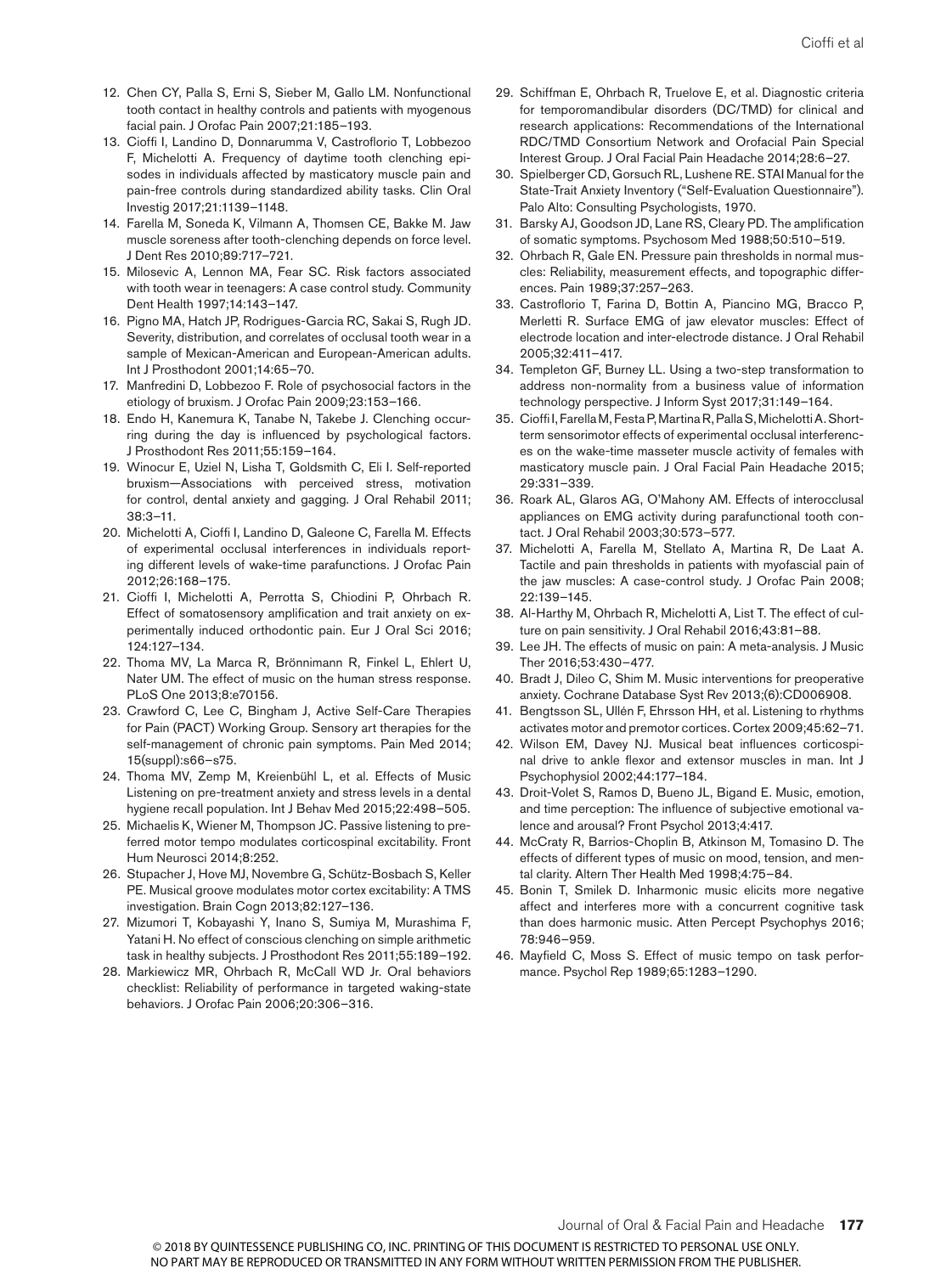12. Chen CY, Palla S, Erni S, Sieber M, Gallo LM. Nonfunctional tooth contact in healthy controls and patients with myogenous facial pain. J Orofac Pain 2007;21:185–193.
13. Cioffi I, Landino D, Donnarumma V, Castroflorio T, Lobbezoo F, Michelotti A. Frequency of daytime tooth clenching episodes in individuals affected by masticatory muscle pain and pain-free controls during standardized ability tasks. Clin Oral Investig 2017;21:1139–1148.
14. Farella M, Soneda K, Vilmann A, Thomsen CE, Bakke M. Jaw muscle soreness after tooth-clenching depends on force level. J Dent Res 2010;89:717–721.
15. Milosevic A, Lennon MA, Fear SC. Risk factors associated with tooth wear in teenagers: A case control study. Community Dent Health 1997;14:143–147.
16. Pigno MA, Hatch JP, Rodrigues-Garcia RC, Sakai S, Rugh JD. Severity, distribution, and correlates of occlusal tooth wear in a sample of Mexican-American and European-American adults. Int J Prosthodont 2001;14:65–70.
17. Manfredini D, Lobbezoo F. Role of psychosocial factors in the etiology of bruxism. J Orofac Pain 2009;23:153–166.
18. Endo H, Kanemura K, Tanabe N, Takebe J. Clenching occurring during the day is influenced by psychological factors. J Prosthodont Res 2011;55:159–164.
19. Winocur E, Uziel N, Lisha T, Goldsmith C, Eli I. Self-reported bruxism—Associations with perceived stress, motivation for control, dental anxiety and gagging. J Oral Rehabil 2011; 38:3–11.
20. Michelotti A, Cioffi I, Landino D, Galeone C, Farella M. Effects of experimental occlusal interferences in individuals reporting different levels of wake-time parafunctions. J Orofac Pain 2012;26:168–175.
21. Cioffi I, Michelotti A, Perrotta S, Chiodini P, Ohrbach R. Effect of somatosensory amplification and trait anxiety on experimentally induced orthodontic pain. Eur J Oral Sci 2016; 124:127–134.
22. Thoma MV, La Marca R, Brönnimann R, Finkel L, Ehlert U, Nater UM. The effect of music on the human stress response. PLoS One 2013;8:e70156.
23. Crawford C, Lee C, Bingham J, Active Self-Care Therapies for Pain (PACT) Working Group. Sensory art therapies for the self-management of chronic pain symptoms. Pain Med 2014; 15(suppl):s66–s75.
24. Thoma MV, Zemp M, Kreienbühl L, et al. Effects of Music Listening on pre-treatment anxiety and stress levels in a dental hygiene recall population. Int J Behav Med 2015;22:498–505.
25. Michaelis K, Wiener M, Thompson JC. Passive listening to preferred motor tempo modulates corticospinal excitability. Front Hum Neurosci 2014;8:252.
26. Stupacher J, Hove MJ, Novembre G, Schütz-Bosbach S, Keller PE. Musical groove modulates motor cortex excitability: A TMS investigation. Brain Cogn 2013;82:127–136.
27. Mizumori T, Kobayashi Y, Inano S, Sumiya M, Murashima F, Yatani H. No effect of conscious clenching on simple arithmetic task in healthy subjects. J Prosthodont Res 2011;55:189–192.
28. Markiewicz MR, Ohrbach R, McCall WD Jr. Oral behaviors checklist: Reliability of performance in targeted waking-state behaviors. J Orofac Pain 2006;20:306–316.
29. Schiffman E, Ohrbach R, Truelove E, et al. Diagnostic criteria for temporomandibular disorders (DC/TMD) for clinical and research applications: Recommendations of the International RDC/TMD Consortium Network and Orofacial Pain Special Interest Group. J Oral Facial Pain Headache 2014;28:6–27.
30. Spielberger CD, Gorsuch RL, Lushene RE. STAI Manual for the State-Trait Anxiety Inventory ("Self-Evaluation Questionnaire"). Palo Alto: Consulting Psychologists, 1970.
31. Barsky AJ, Goodson JD, Lane RS, Cleary PD. The amplification of somatic symptoms. Psychosom Med 1988;50:510–519.
32. Ohrbach R, Gale EN. Pressure pain thresholds in normal muscles: Reliability, measurement effects, and topographic differences. Pain 1989;37:257–263.
33. Castroflorio T, Farina D, Bottin A, Piancino MG, Bracco P, Merletti R. Surface EMG of jaw elevator muscles: Effect of electrode location and inter-electrode distance. J Oral Rehabil 2005;32:411–417.
34. Templeton GF, Burney LL. Using a two-step transformation to address non-normality from a business value of information technology perspective. J Inform Syst 2017;31:149–164.
35. Cioffi I, Farella M, Festa P, Martina R, Palla S, Michelotti A. Short-term sensorimotor effects of experimental occlusal interferences on the wake-time masseter muscle activity of females with masticatory muscle pain. J Oral Facial Pain Headache 2015; 29:331–339.
36. Roark AL, Glaros AG, O'Mahony AM. Effects of interocclusal appliances on EMG activity during parafunctional tooth contact. J Oral Rehabil 2003;30:573–577.
37. Michelotti A, Farella M, Stellato A, Martina R, De Laat A. Tactile and pain thresholds in patients with myofascial pain of the jaw muscles: A case-control study. J Orofac Pain 2008; 22:139–145.
38. Al-Harthy M, Ohrbach R, Michelotti A, List T. The effect of culture on pain sensitivity. J Oral Rehabil 2016;43:81–88.
39. Lee JH. The effects of music on pain: A meta-analysis. J Music Ther 2016;53:430–477.
40. Bradt J, Dileo C, Shim M. Music interventions for preoperative anxiety. Cochrane Database Syst Rev 2013;(6):CD006908.
41. Bengtsson SL, Ullén F, Ehrsson HH, et al. Listening to rhythms activates motor and premotor cortices. Cortex 2009;45:62–71.
42. Wilson EM, Davey NJ. Musical beat influences corticospinal drive to ankle flexor and extensor muscles in man. Int J Psychophysiol 2002;44:177–184.
43. Droit-Volet S, Ramos D, Bueno JL, Bigand E. Music, emotion, and time perception: The influence of subjective emotional valence and arousal? Front Psychol 2013;4:417.
44. McCraty R, Barrios-Choplin B, Atkinson M, Tomasino D. The effects of different types of music on mood, tension, and mental clarity. Altern Ther Health Med 1998;4:75–84.
45. Bonin T, Smilek D. Inharmonic music elicits more negative affect and interferes more with a concurrent cognitive task than does harmonic music. Atten Percept Psychophys 2016; 78:946–959.
46. Mayfield C, Moss S. Effect of music tempo on task performance. Psychol Rep 1989;65:1283–1290.

© 2018 BY QUINTESSENCE PUBLISHING CO, INC. PRINTING OF THIS DOCUMENT IS RESTRICTED TO PERSONAL USE ONLY. NO PART MAY BE REPRODUCED OR TRANSMITTED IN ANY FORM WITHOUT WRITTEN PERMISSION FROM THE PUBLISHER.